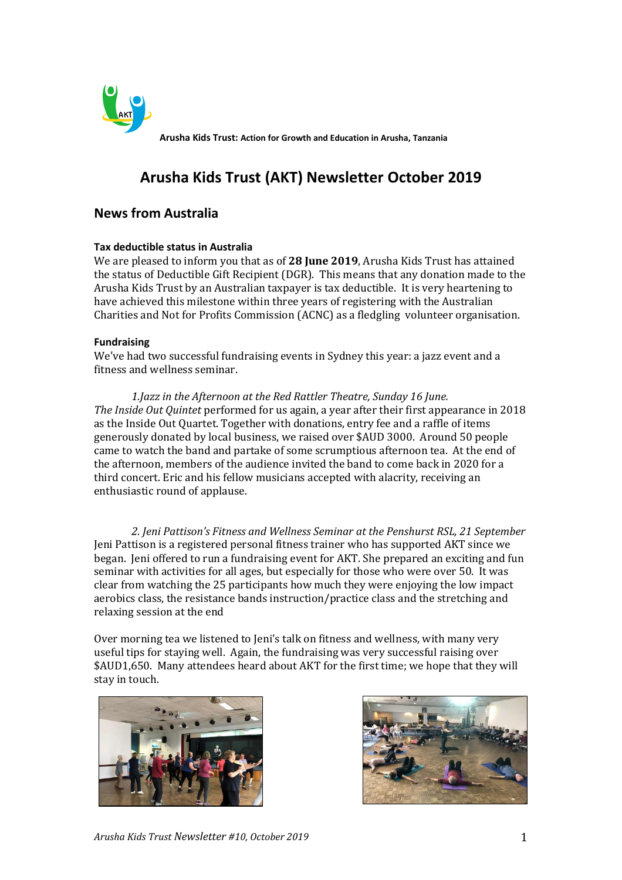Arusha Kids Trust: Action for Growth and Education in Arusha, Tanzania

# Arusha Kids Trust (AKT) Newsletter October 2019

## News from Australia

**Tax deductible status in Australia**

We are pleased to inform you that as of **28 June 2019**, Arusha Kids Trust has attained the status of Deductible Gift Recipient (DGR). This means that any donation made to the Arusha Kids Trust by an Australian taxpayer is tax deductible. It is very heartening to have achieved this milestone within three years of registering with the Australian Charities and Not for Profits Commission (ACNC) as a fledgling volunteer organisation.

**Fundraising**

We've had two successful fundraising events in Sydney this year: a jazz event and a fitness and wellness seminar.

*1.Jazz in the Afternoon at the Red Rattler Theatre, Sunday 16 June.*

*The Inside Out Quintet* performed for us again, a year after their first appearance in 2018 as the Inside Out Quartet. Together with donations, entry fee and a raffle of items generously donated by local business, we raised over $AUD 3000. Around 50 people came to watch the band and partake of some scrumptious afternoon tea. At the end of the afternoon, members of the audience invited the band to come back in 2020 for a third concert. Eric and his fellow musicians accepted with alacrity, receiving an enthusiastic round of applause.

*2. Jeni Pattison's Fitness and Wellness Seminar at the Penshurst RSL, 21 September*

Jeni Pattison is a registered personal fitness trainer who has supported AKT since we began. Jeni offered to run a fundraising event for AKT. She prepared an exciting and fun seminar with activities for all ages, but especially for those who were over 50. It was clear from watching the 25 participants how much they were enjoying the low impact aerobics class, the resistance bands instruction/practice class and the stretching and relaxing session at the end

Over morning tea we listened to Jeni's talk on fitness and wellness, with many very useful tips for staying well. Again, the fundraising was very successful raising over $AUD1,650. Many attendees heard about AKT for the first time; we hope that they will stay in touch.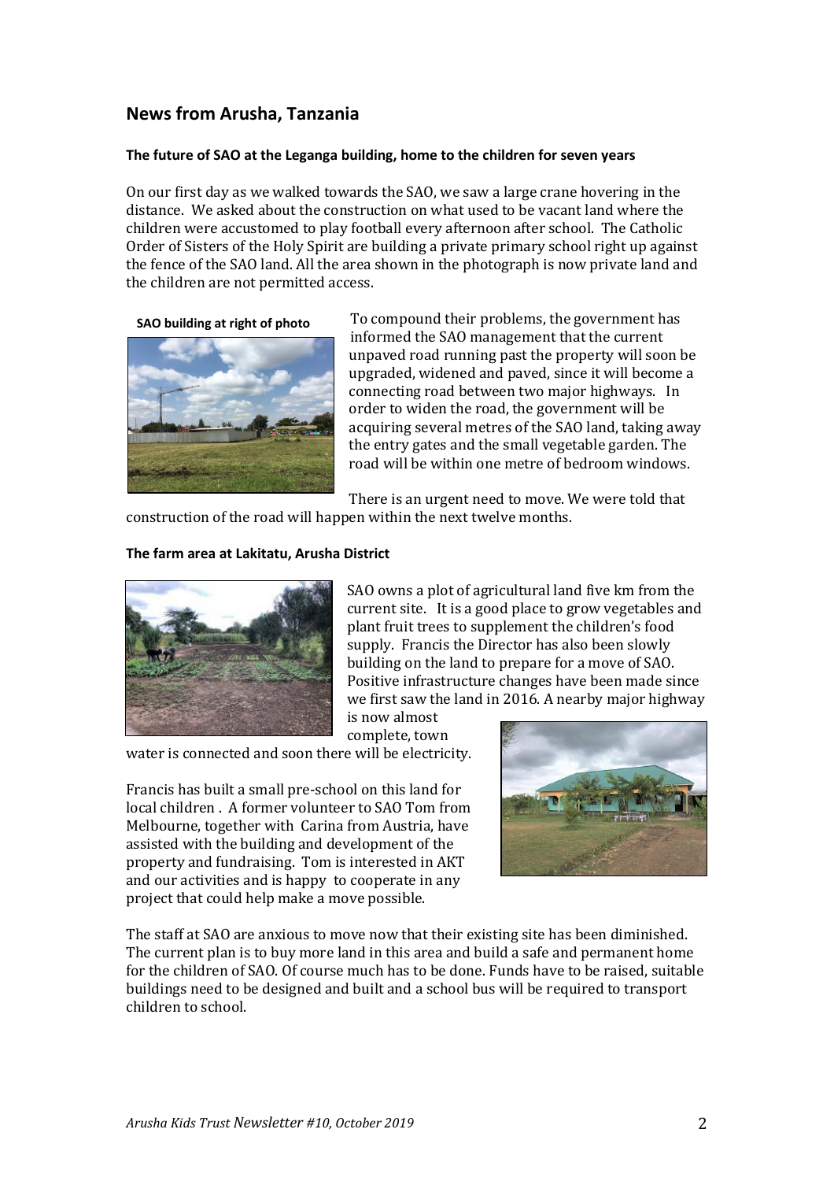## News from Arusha, Tanzania

**The future of SAO at the Leganga building, home to the children for seven years**

On our first day as we walked towards the SAO, we saw a large crane hovering in the distance. We asked about the construction on what used to be vacant land where the children were accustomed to play football every afternoon after school. The Catholic Order of Sisters of the Holy Spirit are building a private primary school right up against the fence of the SAO land. All the area shown in the photograph is now private land and the children are not permitted access.

**SAO building at right of photo**

To compound their problems, the government has informed the SAO management that the current unpaved road running past the property will soon be upgraded, widened and paved, since it will become a connecting road between two major highways. In order to widen the road, the government will be acquiring several metres of the SAO land, taking away the entry gates and the small vegetable garden. The road will be within one metre of bedroom windows.

There is an urgent need to move. We were told that construction of the road will happen within the next twelve months.

**The farm area at Lakitatu, Arusha District**

SAO owns a plot of agricultural land five km from the current site. It is a good place to grow vegetables and plant fruit trees to supplement the children's food supply. Francis the Director has also been slowly building on the land to prepare for a move of SAO. Positive infrastructure changes have been made since we first saw the land in 2016. A nearby major highway is now almost complete, town water is connected and soon there will be electricity.

Francis has built a small pre-school on this land for local children . A former volunteer to SAO Tom from Melbourne, together with Carina from Austria, have assisted with the building and development of the property and fundraising. Tom is interested in AKT and our activities and is happy to cooperate in any project that could help make a move possible.

The staff at SAO are anxious to move now that their existing site has been diminished. The current plan is to buy more land in this area and build a safe and permanent home for the children of SAO. Of course much has to be done. Funds have to be raised, suitable buildings need to be designed and built and a school bus will be required to transport children to school.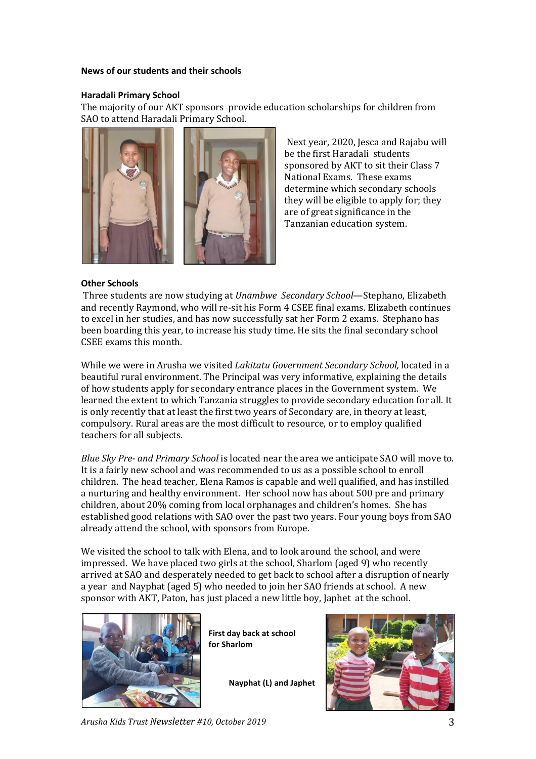**News of our students and their schools**

**Haradali Primary School**

The majority of our AKT sponsors provide education scholarships for children from SAO to attend Haradali Primary School.

Next year, 2020, Jesca and Rajabu will be the first Haradali students sponsored by AKT to sit their Class 7 National Exams. These exams determine which secondary schools they will be eligible to apply for; they are of great significance in the Tanzanian education system.

**Other Schools**

Three students are now studying at *Unambwe Secondary School*—Stephano, Elizabeth and recently Raymond, who will re-sit his Form 4 CSEE final exams. Elizabeth continues to excel in her studies, and has now successfully sat her Form 2 exams. Stephano has been boarding this year, to increase his study time. He sits the final secondary school CSEE exams this month.

While we were in Arusha we visited *Lakitatu Government Secondary School,* located in a beautiful rural environment. The Principal was very informative, explaining the details of how students apply for secondary entrance places in the Government system. We learned the extent to which Tanzania struggles to provide secondary education for all. It is only recently that at least the first two years of Secondary are, in theory at least, compulsory. Rural areas are the most difficult to resource, or to employ qualified teachers for all subjects.

*Blue Sky Pre- and Primary School* is located near the area we anticipate SAO will move to. It is a fairly new school and was recommended to us as a possible school to enroll children. The head teacher, Elena Ramos is capable and well qualified, and has instilled a nurturing and healthy environment. Her school now has about 500 pre and primary children, about 20% coming from local orphanages and children's homes. She has established good relations with SAO over the past two years. Four young boys from SAO already attend the school, with sponsors from Europe.

We visited the school to talk with Elena, and to look around the school, and were impressed. We have placed two girls at the school, Sharlom (aged 9) who recently arrived at SAO and desperately needed to get back to school after a disruption of nearly a year and Nayphat (aged 5) who needed to join her SAO friends at school. A new sponsor with AKT, Paton, has just placed a new little boy, Japhet at the school.

**First day back at school for Sharlom**

**Nayphat (L) and Japhet**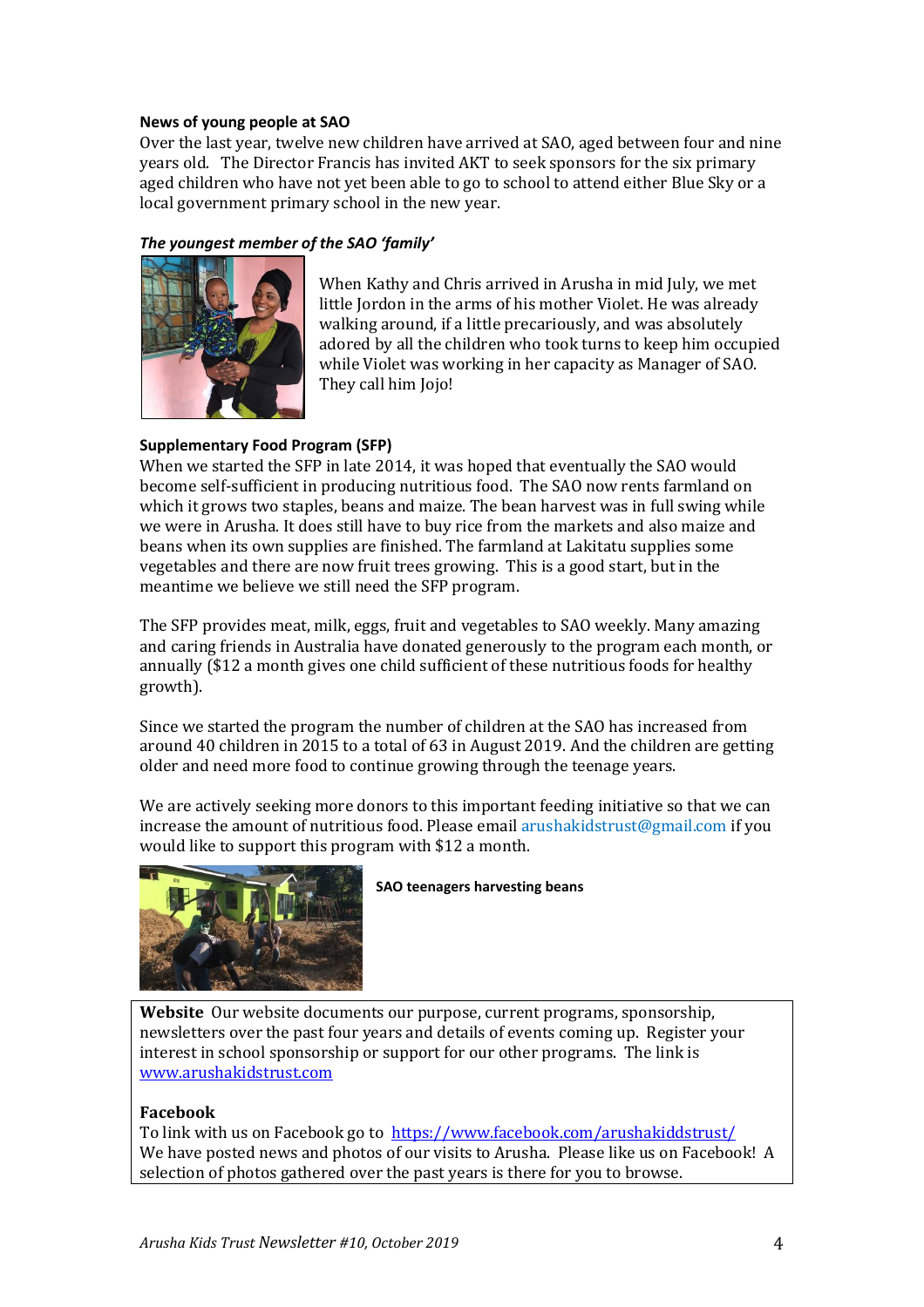**News of young people at SAO**

Over the last year, twelve new children have arrived at SAO, aged between four and nine years old. The Director Francis has invited AKT to seek sponsors for the six primary aged children who have not yet been able to go to school to attend either Blue Sky or a local government primary school in the new year.

***The youngest member of the SAO 'family'***

When Kathy and Chris arrived in Arusha in mid July, we met little Jordon in the arms of his mother Violet. He was already walking around, if a little precariously, and was absolutely adored by all the children who took turns to keep him occupied while Violet was working in her capacity as Manager of SAO. They call him Jojo!

**Supplementary Food Program (SFP)**

When we started the SFP in late 2014, it was hoped that eventually the SAO would become self-sufficient in producing nutritious food. The SAO now rents farmland on which it grows two staples, beans and maize. The bean harvest was in full swing while we were in Arusha. It does still have to buy rice from the markets and also maize and beans when its own supplies are finished. The farmland at Lakitatu supplies some vegetables and there are now fruit trees growing. This is a good start, but in the meantime we believe we still need the SFP program.

The SFP provides meat, milk, eggs, fruit and vegetables to SAO weekly. Many amazing and caring friends in Australia have donated generously to the program each month, or annually ($12 a month gives one child sufficient of these nutritious foods for healthy growth).

Since we started the program the number of children at the SAO has increased from around 40 children in 2015 to a total of 63 in August 2019. And the children are getting older and need more food to continue growing through the teenage years.

We are actively seeking more donors to this important feeding initiative so that we can increase the amount of nutritious food. Please email arushakidstrust@gmail.com if you would like to support this program with $12 a month.

**SAO teenagers harvesting beans**

**Website** Our website documents our purpose, current programs, sponsorship, newsletters over the past four years and details of events coming up. Register your interest in school sponsorship or support for our other programs. The link is [www.arushakidstrust.com](www.arushakidstrust.com)

**Facebook**

To link with us on Facebook go to [https://www.facebook.com/arushakiddstrust/](https://www.facebook.com/arushakiddstrust/)
We have posted news and photos of our visits to Arusha. Please like us on Facebook! A selection of photos gathered over the past years is there for you to browse.